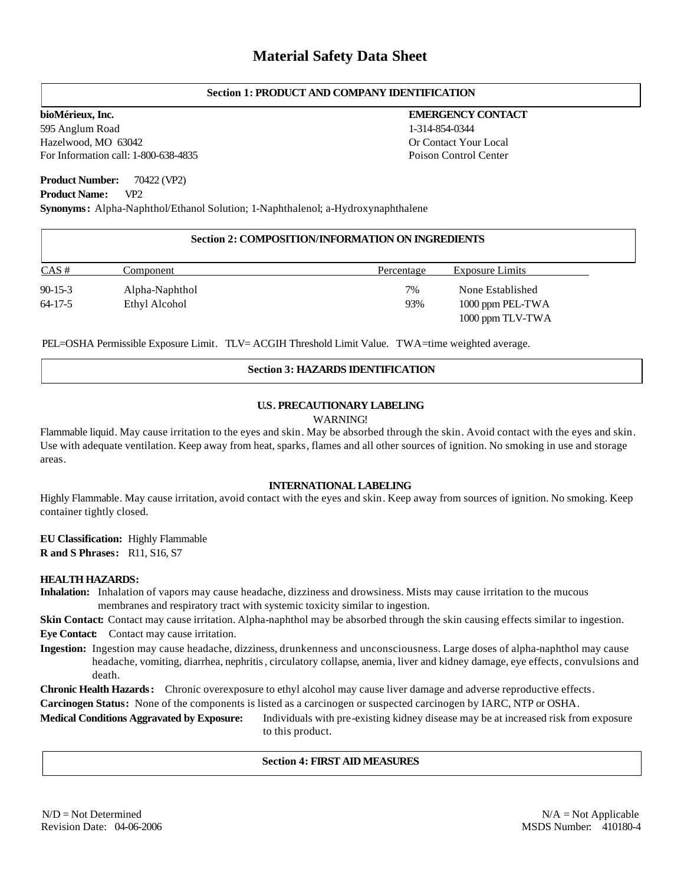# Material Safety Data Sheet

## Section 1: PRODUCT AND COMPANY IDENTIFICATION

**bioMérieux, Inc.**
595 Anglum Road
Hazelwood, MO 63042
For Information call: 1-800-638-4835

**EMERGENCY CONTACT**
1-314-854-0344
Or Contact Your Local
Poison Control Center

**Product Number:** 70422 (VP2)
**Product Name:** VP2
**Synonyms:** Alpha-Naphthol/Ethanol Solution; 1-Naphthalenol; a-Hydroxynaphthalene

## Section 2: COMPOSITION/INFORMATION ON INGREDIENTS

| CAS # | Component | Percentage | Exposure Limits |
|---|---|---|---|
| 90-15-3 | Alpha-Naphthol | 7% | None Established |
| 64-17-5 | Ethyl Alcohol | 93% | 1000 ppm PEL-TWA<br>1000 ppm TLV-TWA |

PEL=OSHA Permissible Exposure Limit. TLV= ACGIH Threshold Limit Value. TWA=time weighted average.

## Section 3: HAZARDS IDENTIFICATION

### U.S. PRECAUTIONARY LABELING

WARNING!

Flammable liquid. May cause irritation to the eyes and skin. May be absorbed through the skin. Avoid contact with the eyes and skin. Use with adequate ventilation. Keep away from heat, sparks, flames and all other sources of ignition. No smoking in use and storage areas.

### INTERNATIONAL LABELING

Highly Flammable. May cause irritation, avoid contact with the eyes and skin. Keep away from sources of ignition. No smoking. Keep container tightly closed.

**EU Classification:** Highly Flammable
**R and S Phrases:** R11, S16, S7

**HEALTH HAZARDS:**

**Inhalation:** Inhalation of vapors may cause headache, dizziness and drowsiness. Mists may cause irritation to the mucous membranes and respiratory tract with systemic toxicity similar to ingestion.

**Skin Contact:** Contact may cause irritation. Alpha-naphthol may be absorbed through the skin causing effects similar to ingestion.

**Eye Contact:** Contact may cause irritation.

**Ingestion:** Ingestion may cause headache, dizziness, drunkenness and unconsciousness. Large doses of alpha-naphthol may cause headache, vomiting, diarrhea, nephritis, circulatory collapse, anemia, liver and kidney damage, eye effects, convulsions and death.

**Chronic Health Hazards:** Chronic overexposure to ethyl alcohol may cause liver damage and adverse reproductive effects.

**Carcinogen Status:** None of the components is listed as a carcinogen or suspected carcinogen by IARC, NTP or OSHA.

**Medical Conditions Aggravated by Exposure:** Individuals with pre-existing kidney disease may be at increased risk from exposure to this product.

## Section 4: FIRST AID MEASURES

N/D = Not Determined
N/A = Not Applicable
Revision Date: 04-06-2006
MSDS Number: 410180-4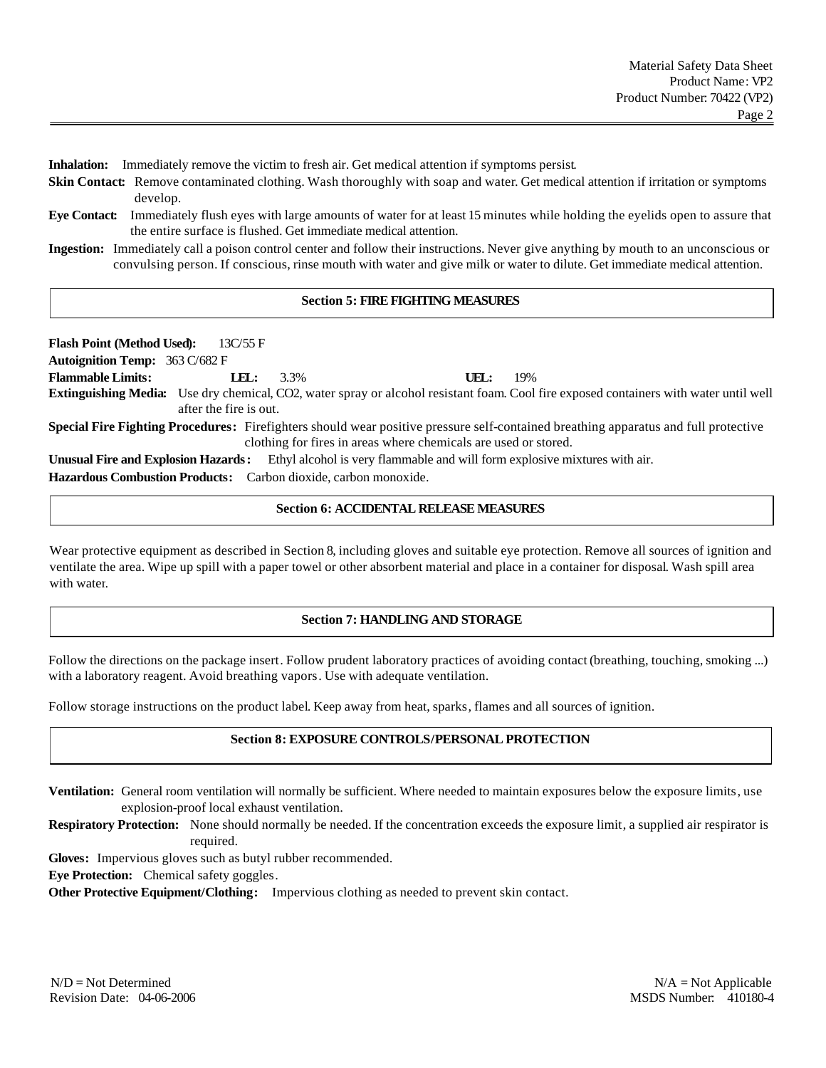**Inhalation:** Immediately remove the victim to fresh air. Get medical attention if symptoms persist.

**Skin Contact:** Remove contaminated clothing. Wash thoroughly with soap and water. Get medical attention if irritation or symptoms develop.

**Eye Contact:** Immediately flush eyes with large amounts of water for at least 15 minutes while holding the eyelids open to assure that the entire surface is flushed. Get immediate medical attention.

**Ingestion:** Immediately call a poison control center and follow their instructions. Never give anything by mouth to an unconscious or convulsing person. If conscious, rinse mouth with water and give milk or water to dilute. Get immediate medical attention.

## Section 5: FIRE FIGHTING MEASURES

**Flash Point (Method Used):** 13C/55 F

**Autoignition Temp:** 363 C/682 F

**Flammable Limits:** **LEL:** 3.3% **UEL:** 19%

**Extinguishing Media:** Use dry chemical, $CO_2$, water spray or alcohol resistant foam. Cool fire exposed containers with water until well after the fire is out.

**Special Fire Fighting Procedures:** Firefighters should wear positive pressure self-contained breathing apparatus and full protective clothing for fires in areas where chemicals are used or stored.

**Unusual Fire and Explosion Hazards:** Ethyl alcohol is very flammable and will form explosive mixtures with air.

**Hazardous Combustion Products:** Carbon dioxide, carbon monoxide.

## Section 6: ACCIDENTAL RELEASE MEASURES

Wear protective equipment as described in Section 8, including gloves and suitable eye protection. Remove all sources of ignition and ventilate the area. Wipe up spill with a paper towel or other absorbent material and place in a container for disposal. Wash spill area with water.

## Section 7: HANDLING AND STORAGE

Follow the directions on the package insert. Follow prudent laboratory practices of avoiding contact (breathing, touching, smoking ...) with a laboratory reagent. Avoid breathing vapors. Use with adequate ventilation.

Follow storage instructions on the product label. Keep away from heat, sparks, flames and all sources of ignition.

## Section 8: EXPOSURE CONTROLS/PERSONAL PROTECTION

**Ventilation:** General room ventilation will normally be sufficient. Where needed to maintain exposures below the exposure limits, use explosion-proof local exhaust ventilation.

**Respiratory Protection:** None should normally be needed. If the concentration exceeds the exposure limit, a supplied air respirator is required.

**Gloves:** Impervious gloves such as butyl rubber recommended.

**Eye Protection:** Chemical safety goggles.

**Other Protective Equipment/Clothing:** Impervious clothing as needed to prevent skin contact.

N/D = Not Determined

N/A = Not Applicable

Revision Date: 04-06-2006

MSDS Number: 410180-4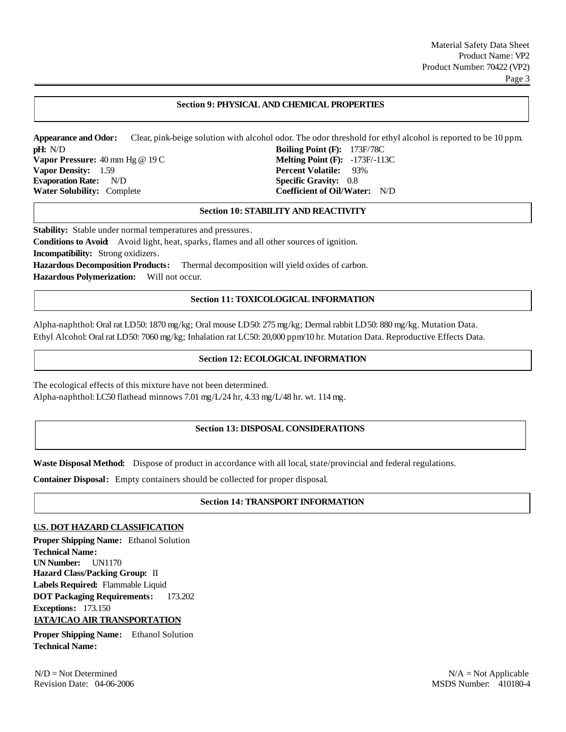## Section 9: PHYSICAL AND CHEMICAL PROPERTIES

**Appearance and Odor:** Clear, pink-beige solution with alcohol odor. The odor threshold for ethyl alcohol is reported to be 10 ppm.

**pH:** N/D

**Vapor Pressure:** 40 mm Hg @ 19 C

**Vapor Density:** 1.59

**Evaporation Rate:** N/D

**Water Solubility:** Complete

**Boiling Point (F):** 173F/78C

**Melting Point (F):** -173F/-113C

**Percent Volatile:** 93%

**Specific Gravity:** 0.8

**Coefficient of Oil/Water:** N/D

## Section 10: STABILITY AND REACTIVITY

**Stability:** Stable under normal temperatures and pressures.

**Conditions to Avoid:** Avoid light, heat, sparks, flames and all other sources of ignition.

**Incompatibility:** Strong oxidizers.

**Hazardous Decomposition Products:** Thermal decomposition will yield oxides of carbon.

**Hazardous Polymerization:** Will not occur.

## Section 11: TOXICOLOGICAL INFORMATION

Alpha-naphthol: Oral rat LD50: 1870 mg/kg; Oral mouse LD50: 275 mg/kg; Dermal rabbit LD50: 880 mg/kg. Mutation Data.
Ethyl Alcohol: Oral rat LD50: 7060 mg/kg; Inhalation rat LC50: 20,000 ppm/10 hr. Mutation Data. Reproductive Effects Data.

## Section 12: ECOLOGICAL INFORMATION

The ecological effects of this mixture have not been determined.
Alpha-naphthol: LC50 flathead minnows 7.01 mg/L/24 hr, 4.33 mg/L/48 hr. wt. 114 mg.

## Section 13: DISPOSAL CONSIDERATIONS

**Waste Disposal Method:** Dispose of product in accordance with all local, state/provincial and federal regulations.

**Container Disposal:** Empty containers should be collected for proper disposal.

## Section 14: TRANSPORT INFORMATION

**U.S. DOT HAZARD CLASSIFICATION**

**Proper Shipping Name:** Ethanol Solution
**Technical Name:**
**UN Number:** UN1170
**Hazard Class/Packing Group:** II
**Labels Required:** Flammable Liquid
**DOT Packaging Requirements:** 173.202
**Exceptions:** 173.150

**IATA/ICAO AIR TRANSPORTATION**

**Proper Shipping Name:** Ethanol Solution
**Technical Name:**

N/D = Not Determined
N/A = Not Applicable
Revision Date: 04-06-2006
MSDS Number: 410180-4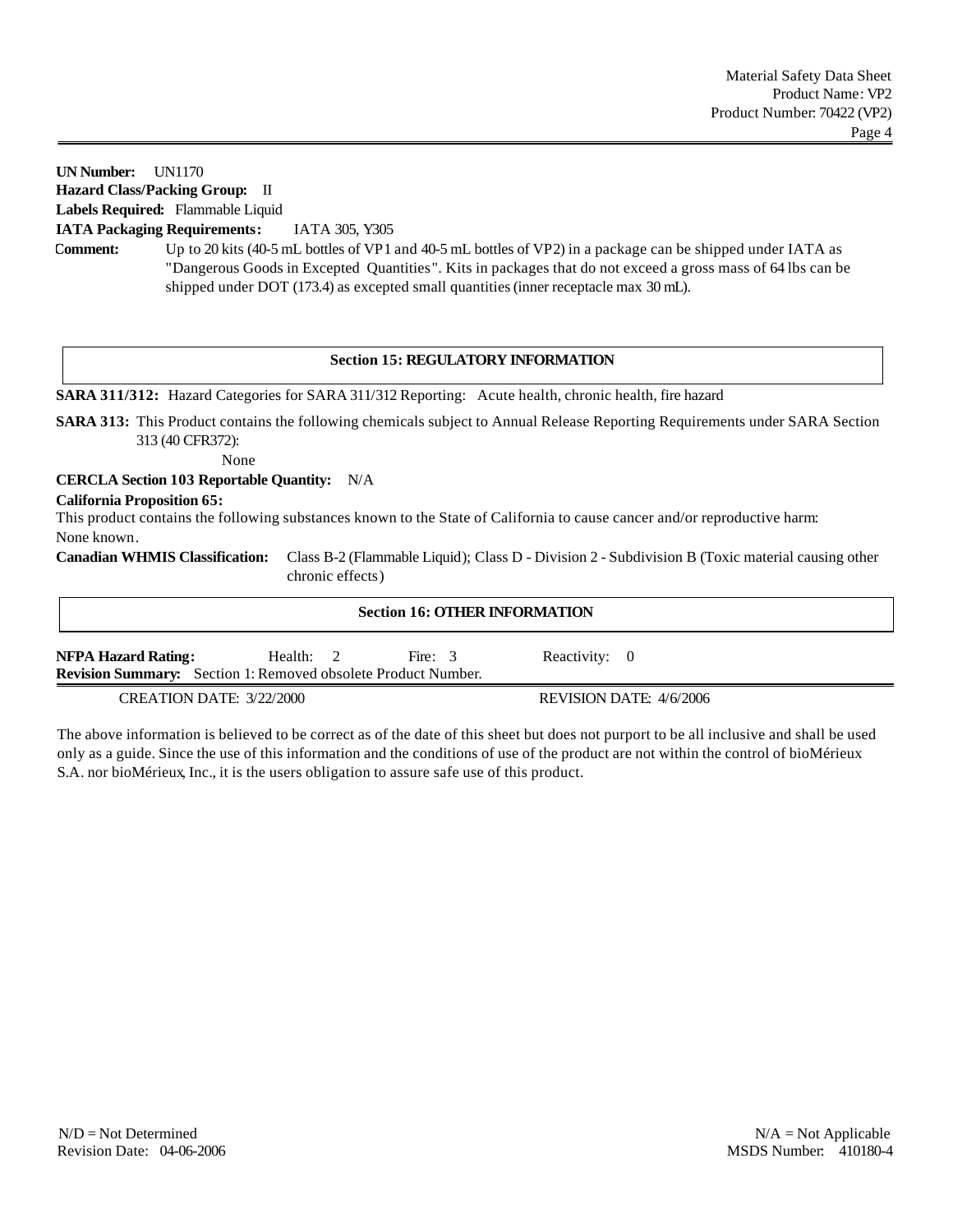**UN Number:** UN1170
**Hazard Class/Packing Group:** II
**Labels Required:** Flammable Liquid
**IATA Packaging Requirements:** IATA 305, Y305
**Comment:** Up to 20 kits (40-5 mL bottles of VP1 and 40-5 mL bottles of VP2) in a package can be shipped under IATA as "Dangerous Goods in Excepted Quantities". Kits in packages that do not exceed a gross mass of 64 lbs can be shipped under DOT (173.4) as excepted small quantities (inner receptacle max 30 mL).

## Section 15: REGULATORY INFORMATION

**SARA 311/312:** Hazard Categories for SARA 311/312 Reporting: Acute health, chronic health, fire hazard

**SARA 313:** This Product contains the following chemicals subject to Annual Release Reporting Requirements under SARA Section 313 (40 CFR372):

None

**CERCLA Section 103 Reportable Quantity:** N/A

**California Proposition 65:**
This product contains the following substances known to the State of California to cause cancer and/or reproductive harm:
None known.

**Canadian WHMIS Classification:** Class B-2 (Flammable Liquid); Class D - Division 2 - Subdivision B (Toxic material causing other chronic effects)

## Section 16: OTHER INFORMATION

**NFPA Hazard Rating:** Health: 2 Fire: 3 Reactivity: 0
**Revision Summary:** Section 1: Removed obsolete Product Number.

CREATION DATE: 3/22/2000 REVISION DATE: 4/6/2006

The above information is believed to be correct as of the date of this sheet but does not purport to be all inclusive and shall be used only as a guide. Since the use of this information and the conditions of use of the product are not within the control of bioMérieux S.A. nor bioMérieux, Inc., it is the users obligation to assure safe use of this product.

N/D = Not Determined
N/A = Not Applicable